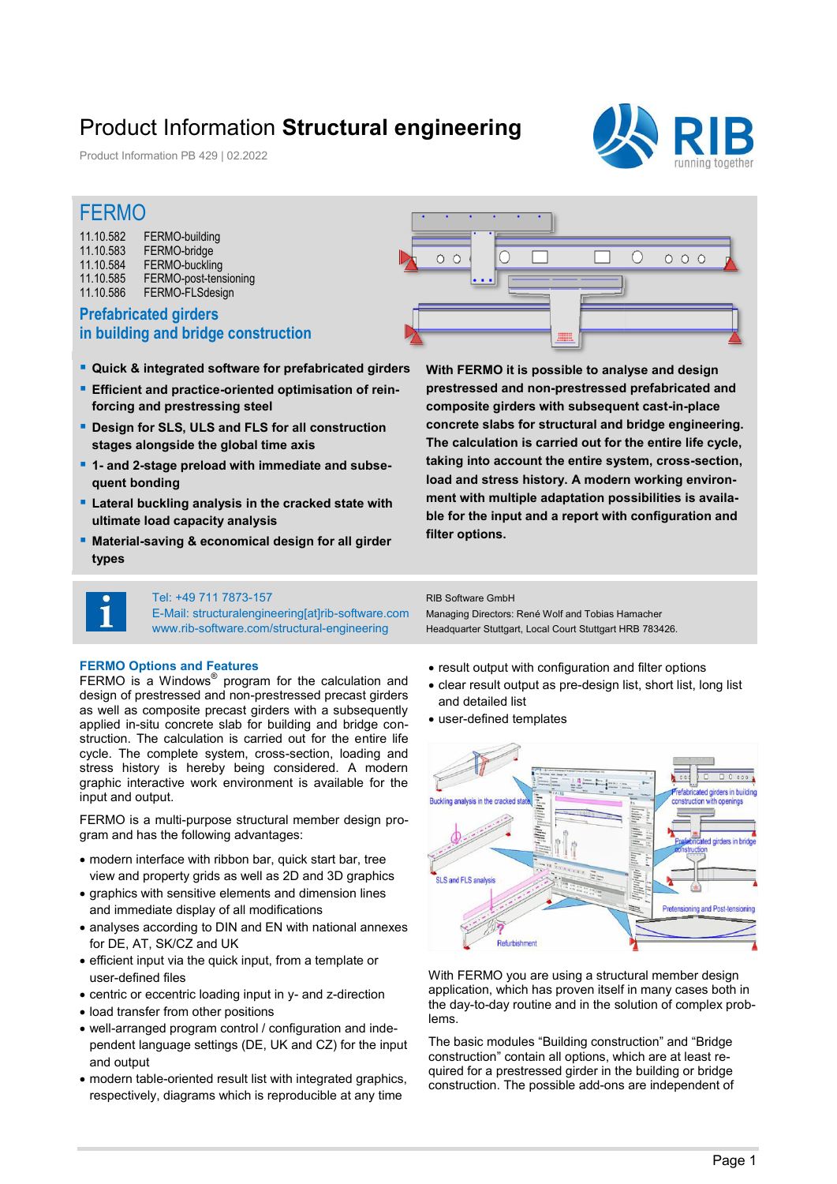# Product Information **Structural engineering**

Product Information PB 429 | 02.2022

## FERMO

11.10.582 FERMO-building
11.10.583 FERMO-bridge
11.10.584 FERMO-buckling
11.10.585 FERMO-post-tensioning
11.10.586 FERMO-FLSdesign

### Prefabricated girders in building and bridge construction

- **Quick & integrated software for prefabricated girders**
- **Efficient and practice-oriented optimisation of reinforcing and prestressing steel**
- **Design for SLS, ULS and FLS for all construction stages alongside the global time axis**
- **1- and 2-stage preload with immediate and subsequent bonding**
- **Lateral buckling analysis in the cracked state with ultimate load capacity analysis**
- **Material-saving & economical design for all girder types**

**With FERMO it is possible to analyse and design prestressed and non-prestressed prefabricated and composite girders with subsequent cast-in-place concrete slabs for structural and bridge engineering. The calculation is carried out for the entire life cycle, taking into account the entire system, cross-section, load and stress history. A modern working environment with multiple adaptation possibilities is available for the input and a report with configuration and filter options.**

Tel: +49 711 7873-157
E-Mail: structuralengineering[at]rib-software.com
www.rib-software.com/structural-engineering

RIB Software GmbH
Managing Directors: René Wolf and Tobias Hamacher
Headquarter Stuttgart, Local Court Stuttgart HRB 783426.

### FERMO Options and Features

FERMO is a Windows® program for the calculation and design of prestressed and non-prestressed precast girders as well as composite precast girders with a subsequently applied in-situ concrete slab for building and bridge construction. The calculation is carried out for the entire life cycle. The complete system, cross-section, loading and stress history is hereby being considered. A modern graphic interactive work environment is available for the input and output.

FERMO is a multi-purpose structural member design program and has the following advantages:

- modern interface with ribbon bar, quick start bar, tree view and property grids as well as 2D and 3D graphics
- graphics with sensitive elements and dimension lines and immediate display of all modifications
- analyses according to DIN and EN with national annexes for DE, AT, SK/CZ and UK
- efficient input via the quick input, from a template or user-defined files
- centric or eccentric loading input in y- and z-direction
- load transfer from other positions
- well-arranged program control / configuration and independent language settings (DE, UK and CZ) for the input and output
- modern table-oriented result list with integrated graphics, respectively, diagrams which is reproducible at any time
- result output with configuration and filter options
- clear result output as pre-design list, short list, long list and detailed list
- user-defined templates

With FERMO you are using a structural member design application, which has proven itself in many cases both in the day-to-day routine and in the solution of complex problems.

The basic modules “Building construction” and “Bridge construction” contain all options, which are at least required for a prestressed girder in the building or bridge construction. The possible add-ons are independent of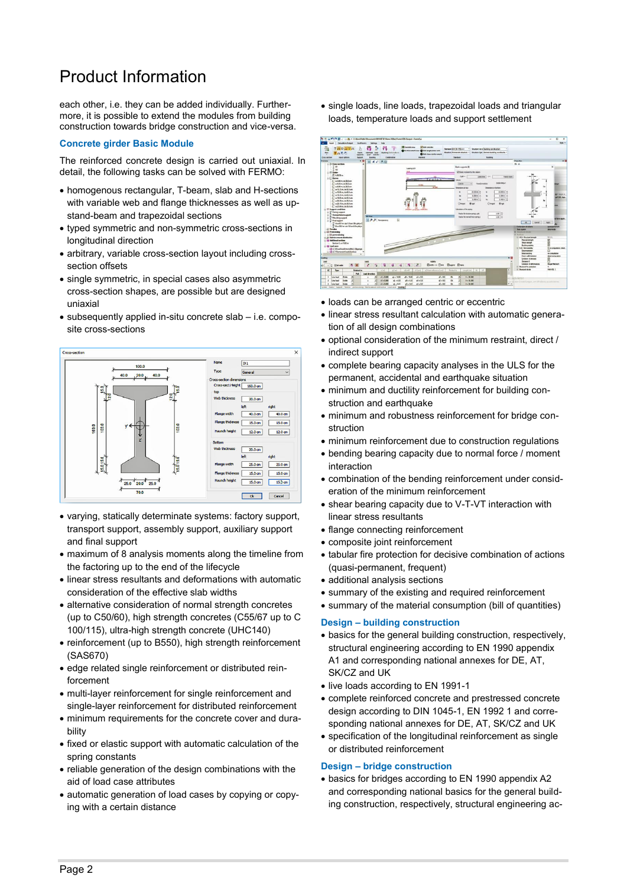# Product Information

each other, i.e. they can be added individually. Furthermore, it is possible to extend the modules from building construction towards bridge construction and vice-versa.

## Concrete girder Basic Module

The reinforced concrete design is carried out uniaxial. In detail, the following tasks can be solved with FERMO:

- homogenous rectangular, T-beam, slab and H-sections with variable web and flange thicknesses as well as up-stand-beam and trapezoidal sections
- typed symmetric and non-symmetric cross-sections in longitudinal direction
- arbitrary, variable cross-section layout including cross-section offsets
- single symmetric, in special cases also asymmetric cross-section shapes, are possible but are designed uniaxial
- subsequently applied in-situ concrete slab – i.e. composite cross-sections
- varying, statically determinate systems: factory support, transport support, assembly support, auxiliary support and final support
- maximum of 8 analysis moments along the timeline from the factoring up to the end of the lifecycle
- linear stress resultants and deformations with automatic consideration of the effective slab widths
- alternative consideration of normal strength concretes (up to C50/60), high strength concretes (C55/67 up to C 100/115), ultra-high strength concrete (UHC140)
- reinforcement (up to B550), high strength reinforcement (SAS670)
- edge related single reinforcement or distributed reinforcement
- multi-layer reinforcement for single reinforcement and single-layer reinforcement for distributed reinforcement
- minimum requirements for the concrete cover and durability
- fixed or elastic support with automatic calculation of the spring constants
- reliable generation of the design combinations with the aid of load case attributes
- automatic generation of load cases by copying or copying with a certain distance
- single loads, line loads, trapezoidal loads and triangular loads, temperature loads and support settlement
- loads can be arranged concentric or eccentric
- linear stress resultant calculation with automatic generation of all design combinations
- optional consideration of the minimum restraint, direct / indirect support
- complete bearing capacity analyses in the ULS for the permanent, accidental and earthquake situation
- minimum and ductility reinforcement for building construction and earthquake
- minimum and robustness reinforcement for bridge construction
- minimum reinforcement due to construction regulations
- bending bearing capacity due to normal force / moment interaction
- combination of the bending reinforcement under consideration of the minimum reinforcement
- shear bearing capacity due to V-T-VT interaction with linear stress resultants
- flange connecting reinforcement
- composite joint reinforcement
- tabular fire protection for decisive combination of actions (quasi-permanent, frequent)
- additional analysis sections
- summary of the existing and required reinforcement
- summary of the material consumption (bill of quantities)

## Design – building construction

- basics for the general building construction, respectively, structural engineering according to EN 1990 appendix A1 and corresponding national annexes for DE, AT, SK/CZ and UK
- live loads according to EN 1991-1
- complete reinforced concrete and prestressed concrete design according to DIN 1045-1, EN 1992 1 and corresponding national annexes for DE, AT, SK/CZ and UK
- specification of the longitudinal reinforcement as single or distributed reinforcement

## Design – bridge construction

- basics for bridges according to EN 1990 appendix A2 and corresponding national basics for the general building construction, respectively, structural engineering ac-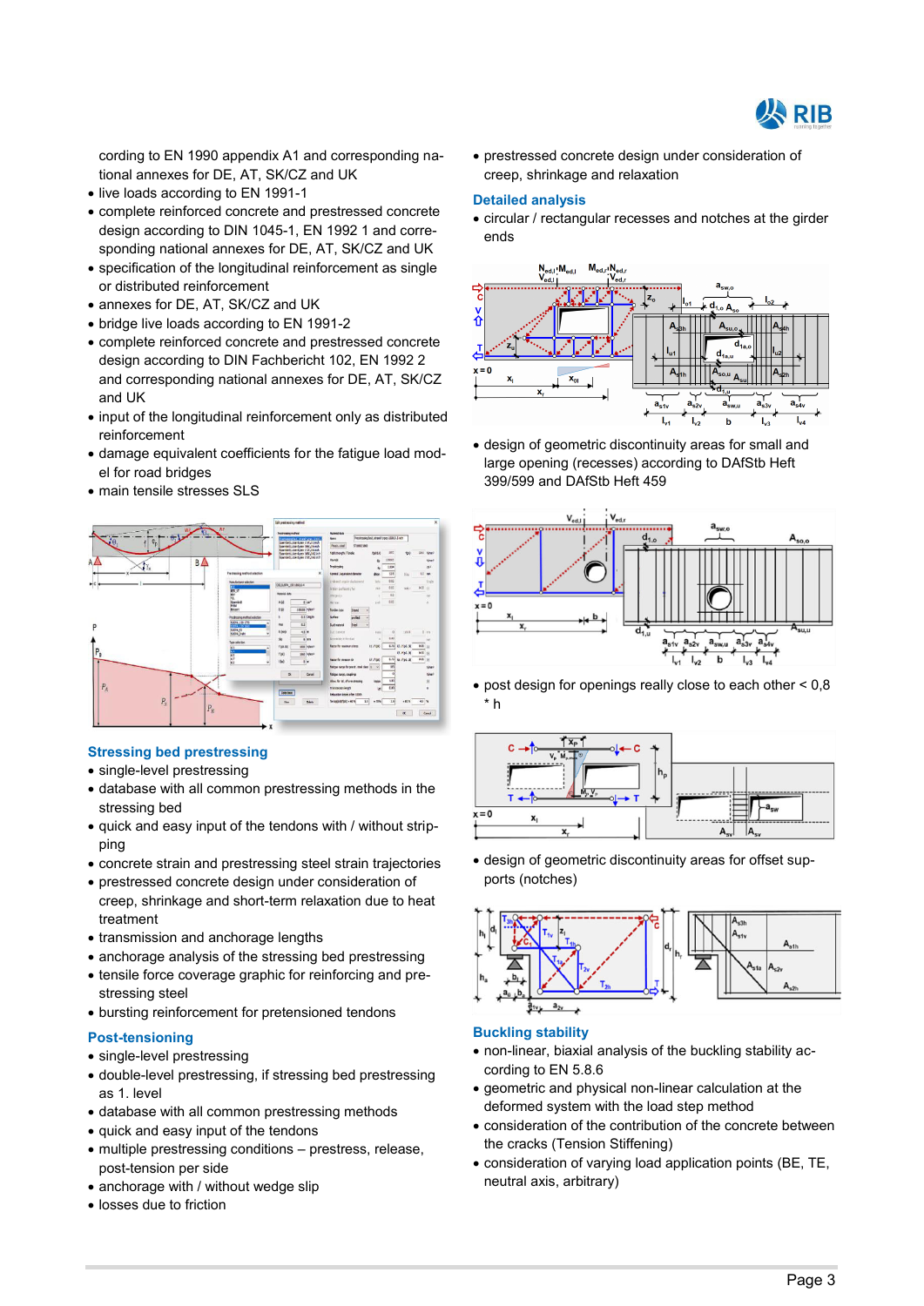cording to EN 1990 appendix A1 and corresponding national annexes for DE, AT, SK/CZ and UK

- live loads according to EN 1991-1
- complete reinforced concrete and prestressed concrete design according to DIN 1045-1, EN 1992 1 and corresponding national annexes for DE, AT, SK/CZ and UK
- specification of the longitudinal reinforcement as single or distributed reinforcement
- annexes for DE, AT, SK/CZ and UK
- bridge live loads according to EN 1991-2
- complete reinforced concrete and prestressed concrete design according to DIN Fachbericht 102, EN 1992 2 and corresponding national annexes for DE, AT, SK/CZ and UK
- input of the longitudinal reinforcement only as distributed reinforcement
- damage equivalent coefficients for the fatigue load model for road bridges
- main tensile stresses SLS

## Stressing bed prestressing

- single-level prestressing
- database with all common prestressing methods in the stressing bed
- quick and easy input of the tendons with / without stripping
- concrete strain and prestressing steel strain trajectories
- prestressed concrete design under consideration of creep, shrinkage and short-term relaxation due to heat treatment
- transmission and anchorage lengths
- anchorage analysis of the stressing bed prestressing
- tensile force coverage graphic for reinforcing and prestressing steel
- bursting reinforcement for pretensioned tendons

## Post-tensioning

- single-level prestressing
- double-level prestressing, if stressing bed prestressing as 1. level
- database with all common prestressing methods
- quick and easy input of the tendons
- multiple prestressing conditions – prestress, release, post-tension per side
- anchorage with / without wedge slip
- losses due to friction
- prestressed concrete design under consideration of creep, shrinkage and relaxation

## Detailed analysis

- circular / rectangular recesses and notches at the girder ends
- design of geometric discontinuity areas for small and large opening (recesses) according to DAfStb Heft 399/599 and DAfStb Heft 459
- post design for openings really close to each other < 0,8 * h
- design of geometric discontinuity areas for offset supports (notches)

## Buckling stability

- non-linear, biaxial analysis of the buckling stability according to EN 5.8.6
- geometric and physical non-linear calculation at the deformed system with the load step method
- consideration of the contribution of the concrete between the cracks (Tension Stiffening)
- consideration of varying load application points (BE, TE, neutral axis, arbitrary)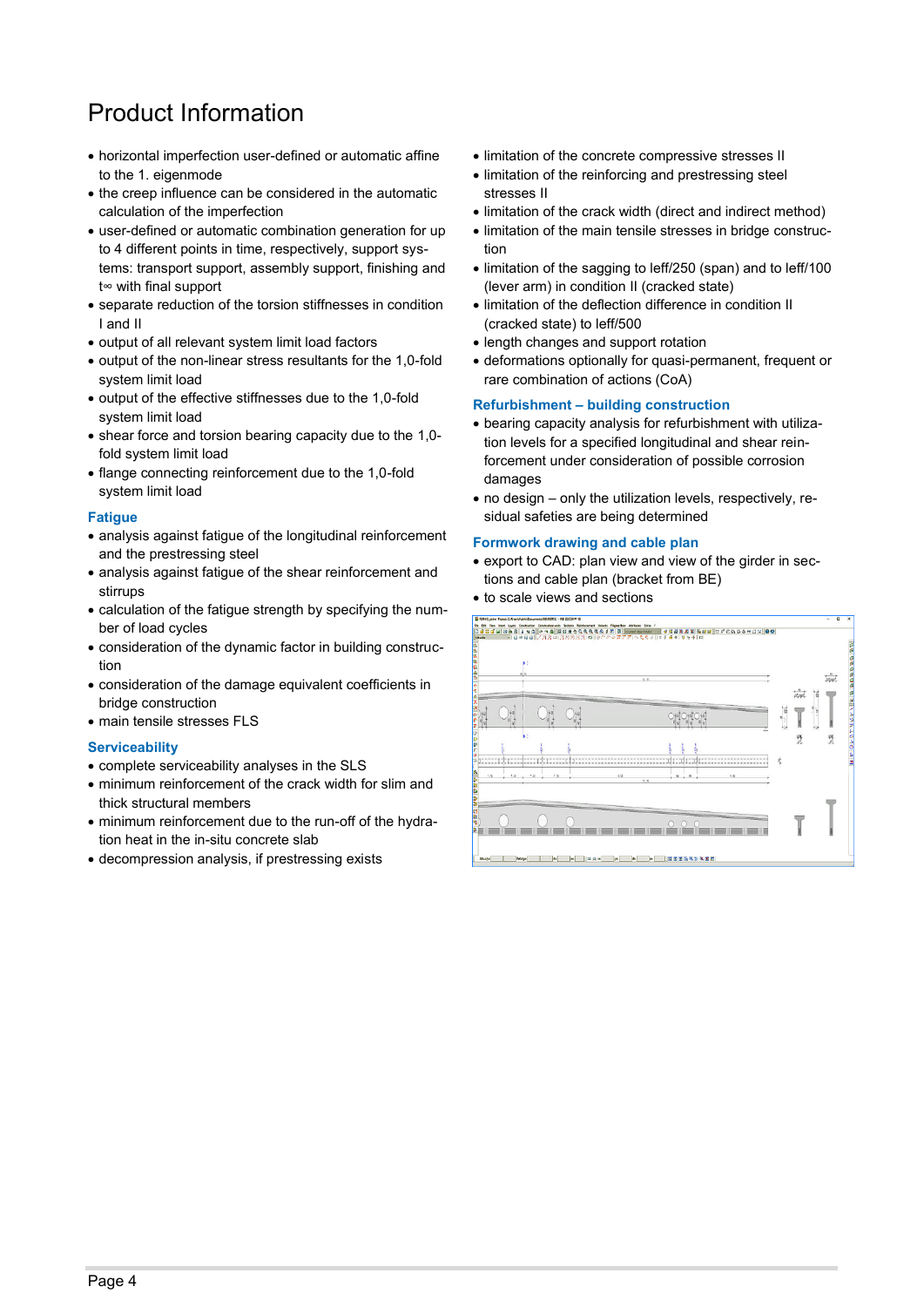# Product Information

- horizontal imperfection user-defined or automatic affine to the 1. eigenmode
- the creep influence can be considered in the automatic calculation of the imperfection
- user-defined or automatic combination generation for up to 4 different points in time, respectively, support systems: transport support, assembly support, finishing and $t_\infty$ with final support
- separate reduction of the torsion stiffnesses in condition I and II
- output of all relevant system limit load factors
- output of the non-linear stress resultants for the 1,0-fold system limit load
- output of the effective stiffnesses due to the 1,0-fold system limit load
- shear force and torsion bearing capacity due to the 1,0-fold system limit load
- flange connecting reinforcement due to the 1,0-fold system limit load

### Fatigue

- analysis against fatigue of the longitudinal reinforcement and the prestressing steel
- analysis against fatigue of the shear reinforcement and stirrups
- calculation of the fatigue strength by specifying the number of load cycles
- consideration of the dynamic factor in building construction
- consideration of the damage equivalent coefficients in bridge construction
- main tensile stresses FLS

### Serviceability

- complete serviceability analyses in the SLS
- minimum reinforcement of the crack width for slim and thick structural members
- minimum reinforcement due to the run-off of the hydration heat in the in-situ concrete slab
- decompression analysis, if prestressing exists
- limitation of the concrete compressive stresses II
- limitation of the reinforcing and prestressing steel stresses II
- limitation of the crack width (direct and indirect method)
- limitation of the main tensile stresses in bridge construction
- limitation of the sagging to leff/250 (span) and to leff/100 (lever arm) in condition II (cracked state)
- limitation of the deflection difference in condition II (cracked state) to leff/500
- length changes and support rotation
- deformations optionally for quasi-permanent, frequent or rare combination of actions (CoA)

### Refurbishment – building construction

- bearing capacity analysis for refurbishment with utilization levels for a specified longitudinal and shear reinforcement under consideration of possible corrosion damages
- no design – only the utilization levels, respectively, residual safeties are being determined

### Formwork drawing and cable plan

- export to CAD: plan view and view of the girder in sections and cable plan (bracket from BE)
- to scale views and sections